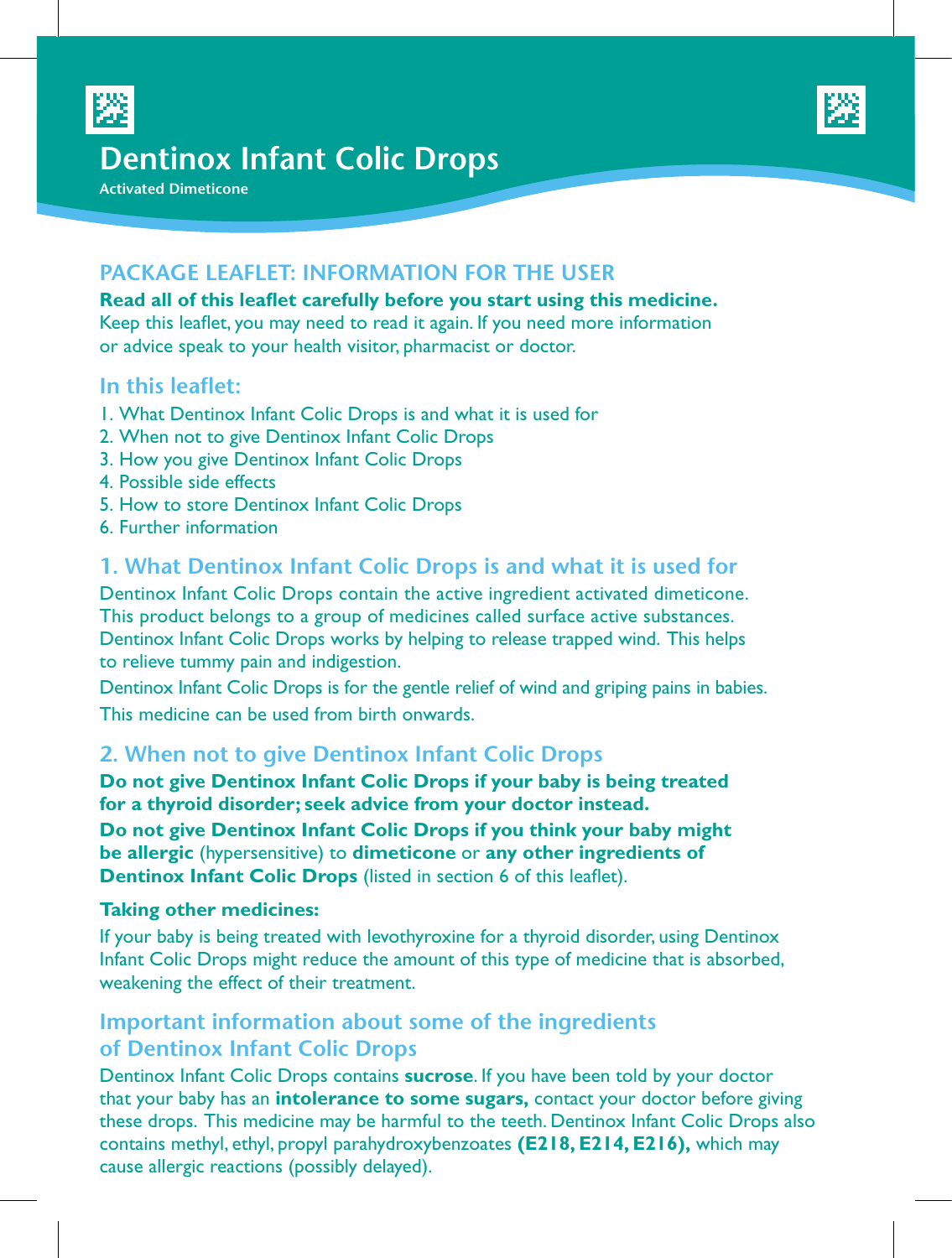# Dentinox Infant Colic Drops

**Activated Dimeticone**

## PACKAGE LEAFLET: INFORMATION FOR THE USER

**Read all of this leaflet carefully before you start using this medicine.**
Keep this leaflet, you may need to read it again. If you need more information or advice speak to your health visitor, pharmacist or doctor.

### In this leaflet:

1. What Dentinox Infant Colic Drops is and what it is used for
2. When not to give Dentinox Infant Colic Drops
3. How you give Dentinox Infant Colic Drops
4. Possible side effects
5. How to store Dentinox Infant Colic Drops
6. Further information

## 1. What Dentinox Infant Colic Drops is and what it is used for

Dentinox Infant Colic Drops contain the active ingredient activated dimeticone. This product belongs to a group of medicines called surface active substances. Dentinox Infant Colic Drops works by helping to release trapped wind. This helps to relieve tummy pain and indigestion.

Dentinox Infant Colic Drops is for the gentle relief of wind and griping pains in babies.

This medicine can be used from birth onwards.

## 2. When not to give Dentinox Infant Colic Drops

**Do not give Dentinox Infant Colic Drops if your baby is being treated for a thyroid disorder; seek advice from your doctor instead.**

**Do not give Dentinox Infant Colic Drops if you think your baby might be allergic** (hypersensitive) to **dimeticone** or **any other ingredients of Dentinox Infant Colic Drops** (listed in section 6 of this leaflet).

**Taking other medicines:**

If your baby is being treated with levothyroxine for a thyroid disorder, using Dentinox Infant Colic Drops might reduce the amount of this type of medicine that is absorbed, weakening the effect of their treatment.

### Important information about some of the ingredients of Dentinox Infant Colic Drops

Dentinox Infant Colic Drops contains **sucrose**. If you have been told by your doctor that your baby has an **intolerance to some sugars,** contact your doctor before giving these drops. This medicine may be harmful to the teeth. Dentinox Infant Colic Drops also contains methyl, ethyl, propyl parahydroxybenzoates **(E218, E214, E216),** which may cause allergic reactions (possibly delayed).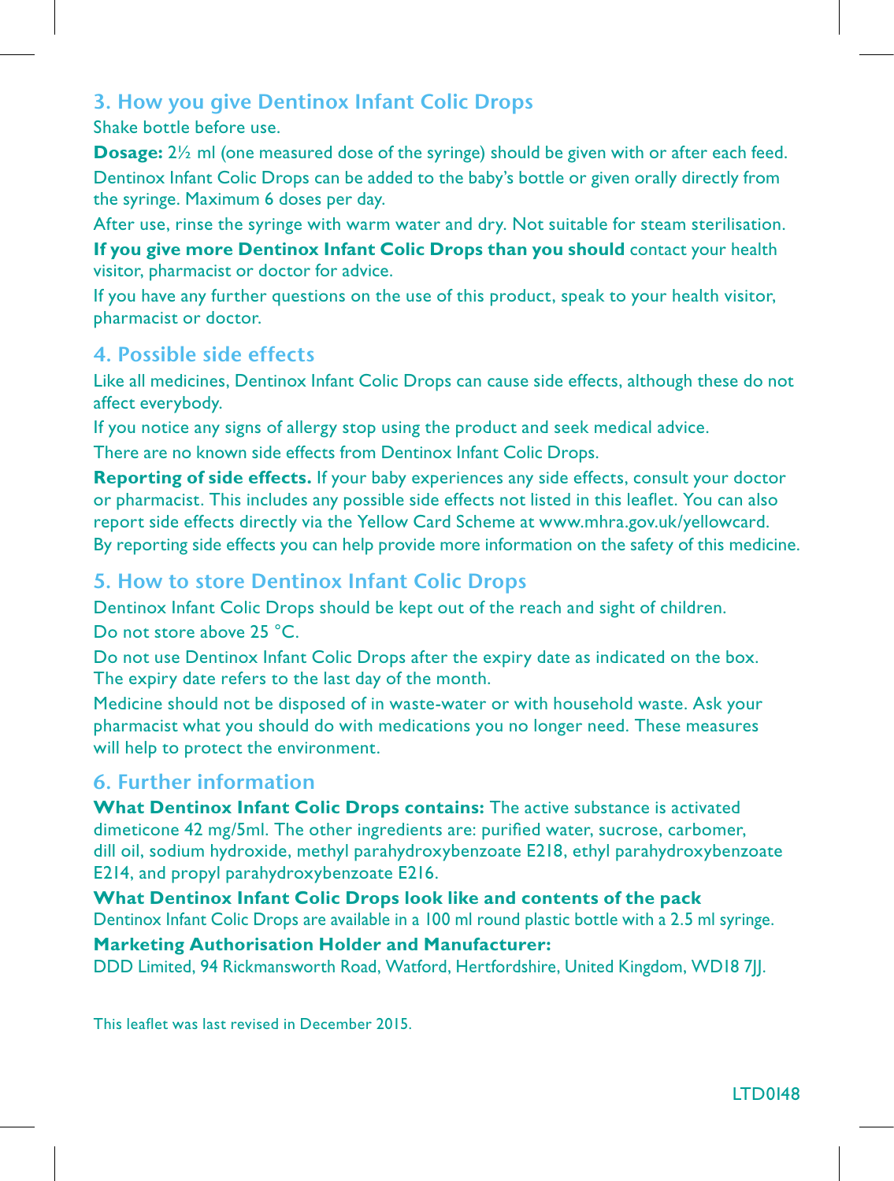## 3. How you give Dentinox Infant Colic Drops

Shake bottle before use.

**Dosage:** 2½ ml (one measured dose of the syringe) should be given with or after each feed. Dentinox Infant Colic Drops can be added to the baby's bottle or given orally directly from the syringe. Maximum 6 doses per day.

After use, rinse the syringe with warm water and dry. Not suitable for steam sterilisation.

**If you give more Dentinox Infant Colic Drops than you should** contact your health visitor, pharmacist or doctor for advice.

If you have any further questions on the use of this product, speak to your health visitor, pharmacist or doctor.

## 4. Possible side effects

Like all medicines, Dentinox Infant Colic Drops can cause side effects, although these do not affect everybody.

If you notice any signs of allergy stop using the product and seek medical advice.

There are no known side effects from Dentinox Infant Colic Drops.

**Reporting of side effects.** If your baby experiences any side effects, consult your doctor or pharmacist. This includes any possible side effects not listed in this leaflet. You can also report side effects directly via the Yellow Card Scheme at www.mhra.gov.uk/yellowcard. By reporting side effects you can help provide more information on the safety of this medicine.

## 5. How to store Dentinox Infant Colic Drops

Dentinox Infant Colic Drops should be kept out of the reach and sight of children.

Do not store above 25 °C.

Do not use Dentinox Infant Colic Drops after the expiry date as indicated on the box. The expiry date refers to the last day of the month.

Medicine should not be disposed of in waste-water or with household waste. Ask your pharmacist what you should do with medications you no longer need. These measures will help to protect the environment.

## 6. Further information

**What Dentinox Infant Colic Drops contains:** The active substance is activated dimeticone 42 mg/5ml. The other ingredients are: purified water, sucrose, carbomer, dill oil, sodium hydroxide, methyl parahydroxybenzoate E218, ethyl parahydroxybenzoate E214, and propyl parahydroxybenzoate E216.

**What Dentinox Infant Colic Drops look like and contents of the pack**

Dentinox Infant Colic Drops are available in a 100 ml round plastic bottle with a 2.5 ml syringe.

**Marketing Authorisation Holder and Manufacturer:**

DDD Limited, 94 Rickmansworth Road, Watford, Hertfordshire, United Kingdom, WD18 7JJ.

This leaflet was last revised in December 2015.

LTD0148